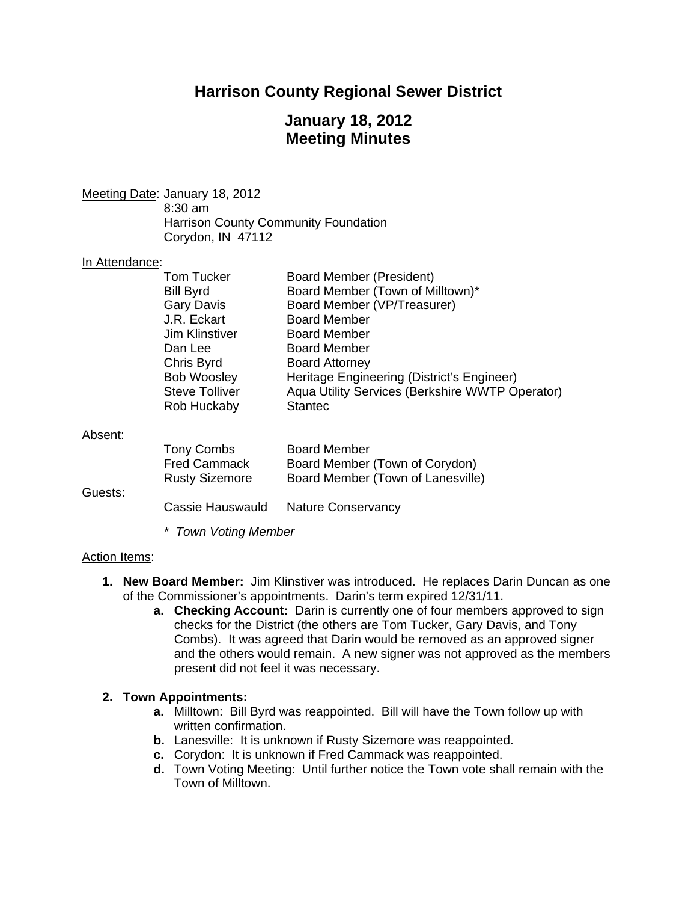# Harrison County Regional Sewer District

## January 18, 2012
## Meeting Minutes

Meeting Date: January 18, 2012
8:30 am
Harrison County Community Foundation
Corydon, IN 47112

In Attendance:

| | |
|---|---|
| Tom Tucker | Board Member (President) |
| Bill Byrd | Board Member (Town of Milltown)* |
| Gary Davis | Board Member (VP/Treasurer) |
| J.R. Eckart | Board Member |
| Jim Klinstiver | Board Member |
| Dan Lee | Board Member |
| Chris Byrd | Board Attorney |
| Bob Woosley | Heritage Engineering (District's Engineer) |
| Steve Tolliver | Aqua Utility Services (Berkshire WWTP Operator) |
| Rob Huckaby | Stantec |

Absent:

| | |
|---|---|
| Tony Combs | Board Member |
| Fred Cammack | Board Member (Town of Corydon) |
| Rusty Sizemore | Board Member (Town of Lanesville) |

Guests:

| | |
|---|---|
| Cassie Hauswauld | Nature Conservancy |

*\* Town Voting Member*

Action Items:

1. **New Board Member:** Jim Klinstiver was introduced. He replaces Darin Duncan as one of the Commissioner's appointments. Darin's term expired 12/31/11.
   a. **Checking Account:** Darin is currently one of four members approved to sign checks for the District (the others are Tom Tucker, Gary Davis, and Tony Combs). It was agreed that Darin would be removed as an approved signer and the others would remain. A new signer was not approved as the members present did not feel it was necessary.

2. **Town Appointments:**
   a. Milltown: Bill Byrd was reappointed. Bill will have the Town follow up with written confirmation.
   b. Lanesville: It is unknown if Rusty Sizemore was reappointed.
   c. Corydon: It is unknown if Fred Cammack was reappointed.
   d. Town Voting Meeting: Until further notice the Town vote shall remain with the Town of Milltown.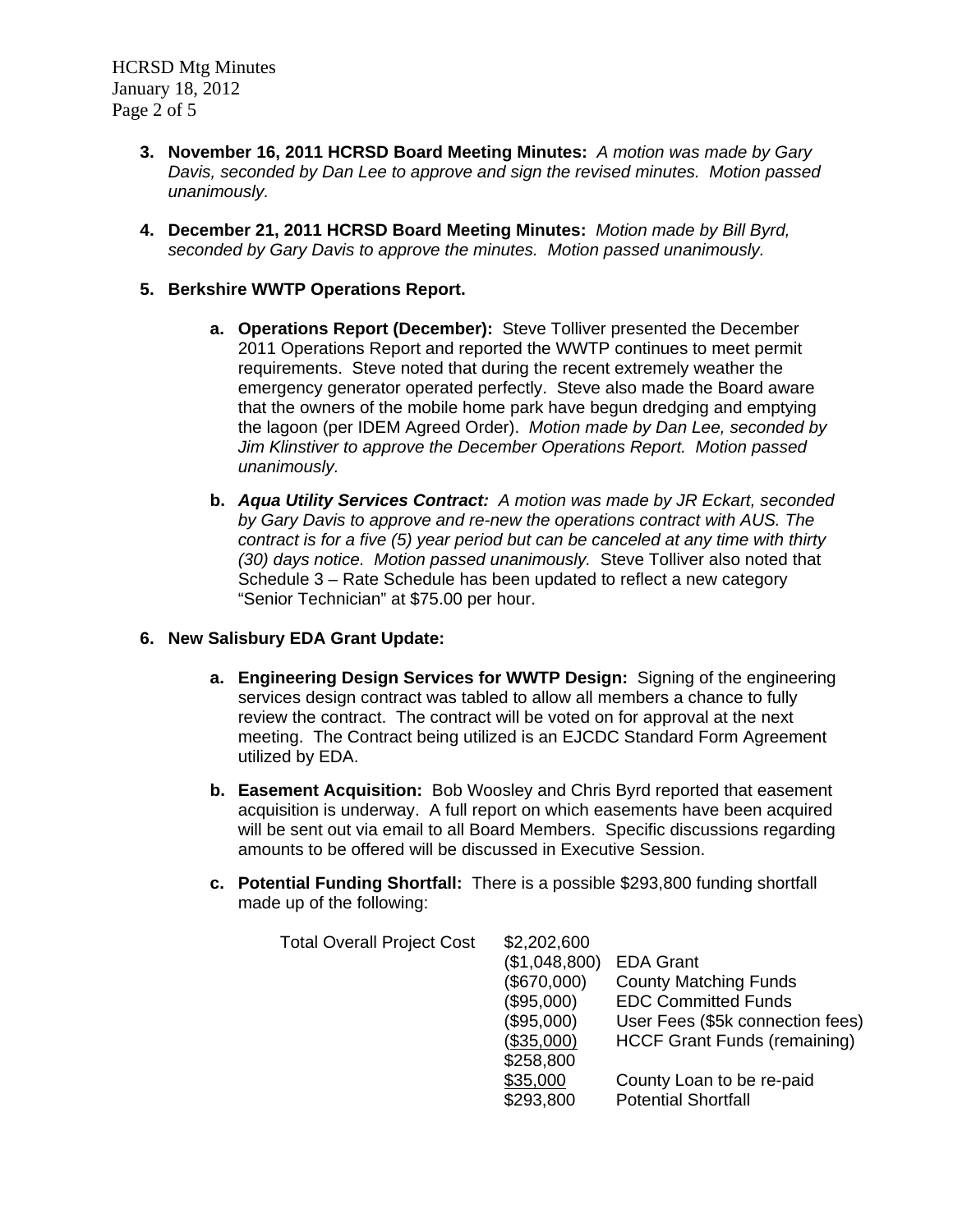3. **November 16, 2011 HCRSD Board Meeting Minutes:** *A motion was made by Gary Davis, seconded by Dan Lee to approve and sign the revised minutes. Motion passed unanimously.*

4. **December 21, 2011 HCRSD Board Meeting Minutes:** *Motion made by Bill Byrd, seconded by Gary Davis to approve the minutes. Motion passed unanimously.*

5. **Berkshire WWTP Operations Report.**

   a. **Operations Report (December):** Steve Tolliver presented the December 2011 Operations Report and reported the WWTP continues to meet permit requirements. Steve noted that during the recent extremely weather the emergency generator operated perfectly. Steve also made the Board aware that the owners of the mobile home park have begun dredging and emptying the lagoon (per IDEM Agreed Order). *Motion made by Dan Lee, seconded by Jim Klinstiver to approve the December Operations Report. Motion passed unanimously.*

   b. ***Aqua Utility Services Contract:*** *A motion was made by JR Eckart, seconded by Gary Davis to approve and re-new the operations contract with AUS. The contract is for a five (5) year period but can be canceled at any time with thirty (30) days notice. Motion passed unanimously.* Steve Tolliver also noted that Schedule 3 – Rate Schedule has been updated to reflect a new category "Senior Technician" at $75.00 per hour.

6. **New Salisbury EDA Grant Update:**

   a. **Engineering Design Services for WWTP Design:** Signing of the engineering services design contract was tabled to allow all members a chance to fully review the contract. The contract will be voted on for approval at the next meeting. The Contract being utilized is an EJCDC Standard Form Agreement utilized by EDA.

   b. **Easement Acquisition:** Bob Woosley and Chris Byrd reported that easement acquisition is underway. A full report on which easements have been acquired will be sent out via email to all Board Members. Specific discussions regarding amounts to be offered will be discussed in Executive Session.

   c. **Potential Funding Shortfall:** There is a possible $293,800 funding shortfall made up of the following:

| | | |
|---|---|---|
| Total Overall Project Cost | $2,202,600 | |
| | ($1,048,800) | EDA Grant |
| | ($670,000) | County Matching Funds |
| | ($95,000) | EDC Committed Funds |
| | ($95,000) | User Fees ($5k connection fees) |
| | <u>($35,000)</u> | HCCF Grant Funds (remaining) |
| | $258,800 | |
| | <u>$35,000</u> | County Loan to be re-paid |
| | $293,800 | Potential Shortfall |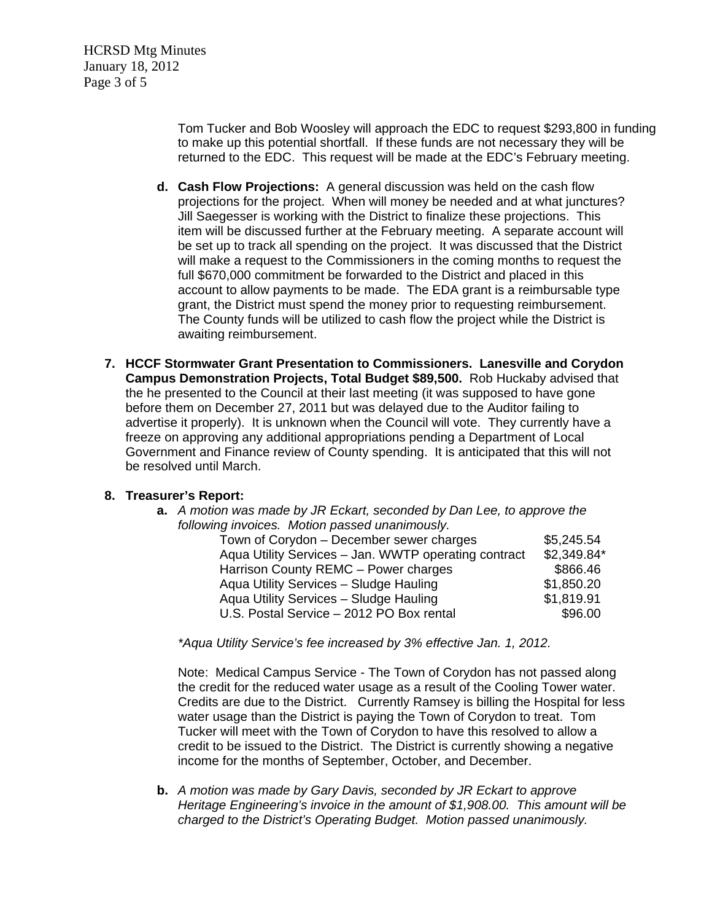Tom Tucker and Bob Woosley will approach the EDC to request $293,800 in funding to make up this potential shortfall. If these funds are not necessary they will be returned to the EDC. This request will be made at the EDC's February meeting.

**d. Cash Flow Projections:** A general discussion was held on the cash flow projections for the project. When will money be needed and at what junctures? Jill Saegesser is working with the District to finalize these projections. This item will be discussed further at the February meeting. A separate account will be set up to track all spending on the project. It was discussed that the District will make a request to the Commissioners in the coming months to request the full $670,000 commitment be forwarded to the District and placed in this account to allow payments to be made. The EDA grant is a reimbursable type grant, the District must spend the money prior to requesting reimbursement. The County funds will be utilized to cash flow the project while the District is awaiting reimbursement.

**7. HCCF Stormwater Grant Presentation to Commissioners. Lanesville and Corydon Campus Demonstration Projects, Total Budget $89,500.** Rob Huckaby advised that the he presented to the Council at their last meeting (it was supposed to have gone before them on December 27, 2011 but was delayed due to the Auditor failing to advertise it properly). It is unknown when the Council will vote. They currently have a freeze on approving any additional appropriations pending a Department of Local Government and Finance review of County spending. It is anticipated that this will not be resolved until March.

**8. Treasurer's Report:**

**a.** *A motion was made by JR Eckart, seconded by Dan Lee, to approve the following invoices. Motion passed unanimously.*

| | |
|---|---|
| Town of Corydon – December sewer charges | $5,245.54 |
| Aqua Utility Services – Jan. WWTP operating contract | $2,349.84* |
| Harrison County REMC – Power charges | $866.46 |
| Aqua Utility Services – Sludge Hauling | $1,850.20 |
| Aqua Utility Services – Sludge Hauling | $1,819.91 |
| U.S. Postal Service – 2012 PO Box rental | $96.00 |

*\*Aqua Utility Service's fee increased by 3% effective Jan. 1, 2012.*

Note: Medical Campus Service - The Town of Corydon has not passed along the credit for the reduced water usage as a result of the Cooling Tower water. Credits are due to the District. Currently Ramsey is billing the Hospital for less water usage than the District is paying the Town of Corydon to treat. Tom Tucker will meet with the Town of Corydon to have this resolved to allow a credit to be issued to the District. The District is currently showing a negative income for the months of September, October, and December.

**b.** *A motion was made by Gary Davis, seconded by JR Eckart to approve Heritage Engineering's invoice in the amount of $1,908.00. This amount will be charged to the District's Operating Budget. Motion passed unanimously.*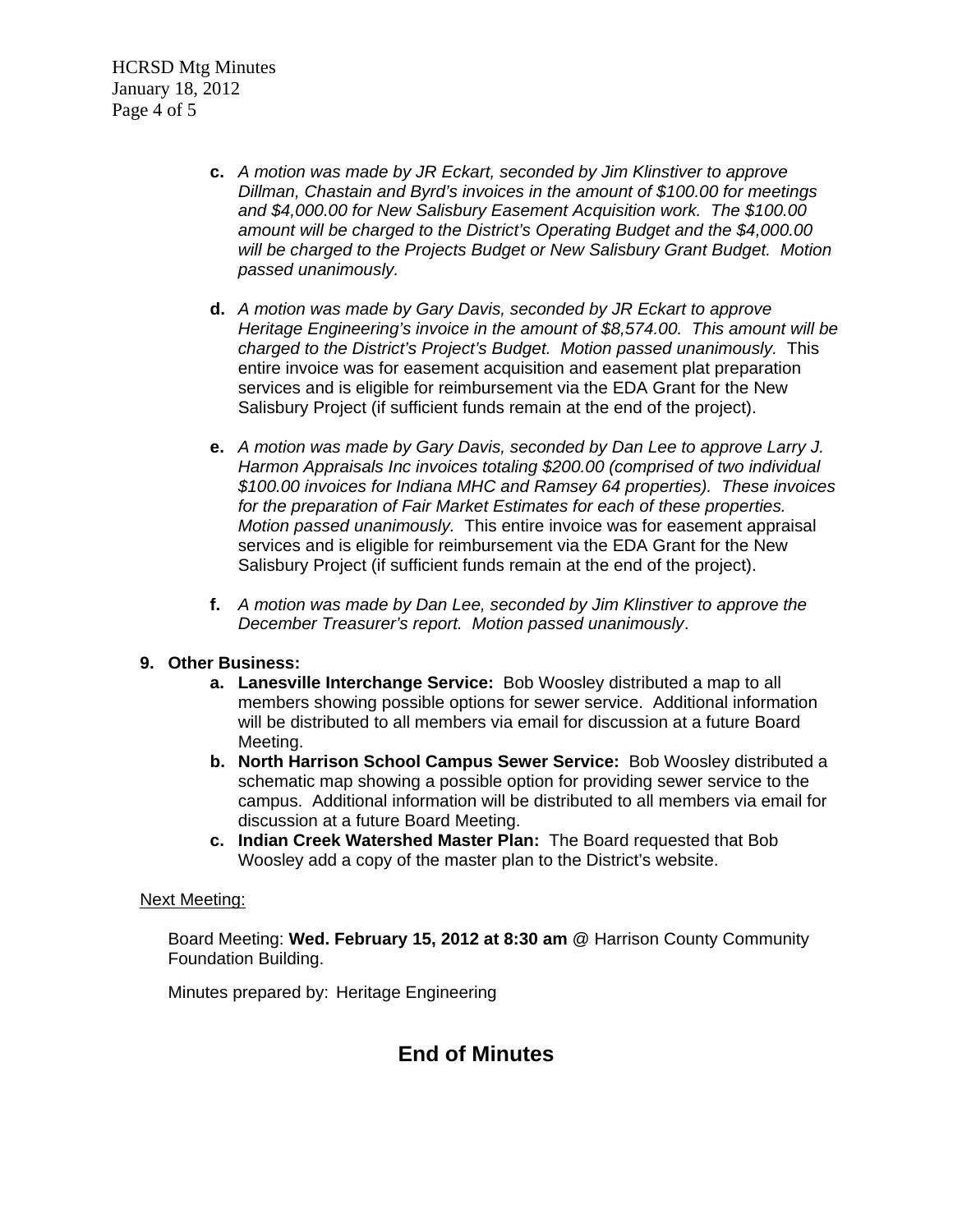c. *A motion was made by JR Eckart, seconded by Jim Klinstiver to approve Dillman, Chastain and Byrd's invoices in the amount of $100.00 for meetings and $4,000.00 for New Salisbury Easement Acquisition work. The $100.00 amount will be charged to the District's Operating Budget and the $4,000.00 will be charged to the Projects Budget or New Salisbury Grant Budget. Motion passed unanimously.*

d. *A motion was made by Gary Davis, seconded by JR Eckart to approve Heritage Engineering's invoice in the amount of $8,574.00. This amount will be charged to the District's Project's Budget. Motion passed unanimously.* This entire invoice was for easement acquisition and easement plat preparation services and is eligible for reimbursement via the EDA Grant for the New Salisbury Project (if sufficient funds remain at the end of the project).

e. *A motion was made by Gary Davis, seconded by Dan Lee to approve Larry J. Harmon Appraisals Inc invoices totaling $200.00 (comprised of two individual $100.00 invoices for Indiana MHC and Ramsey 64 properties). These invoices for the preparation of Fair Market Estimates for each of these properties. Motion passed unanimously.* This entire invoice was for easement appraisal services and is eligible for reimbursement via the EDA Grant for the New Salisbury Project (if sufficient funds remain at the end of the project).

f. *A motion was made by Dan Lee, seconded by Jim Klinstiver to approve the December Treasurer's report. Motion passed unanimously*.

**9. Other Business:**

a. **Lanesville Interchange Service:** Bob Woosley distributed a map to all members showing possible options for sewer service. Additional information will be distributed to all members via email for discussion at a future Board Meeting.

b. **North Harrison School Campus Sewer Service:** Bob Woosley distributed a schematic map showing a possible option for providing sewer service to the campus. Additional information will be distributed to all members via email for discussion at a future Board Meeting.

c. **Indian Creek Watershed Master Plan:** The Board requested that Bob Woosley add a copy of the master plan to the District's website.

Next Meeting:

Board Meeting: **Wed. February 15, 2012 at 8:30 am** @ Harrison County Community Foundation Building.

Minutes prepared by: Heritage Engineering

## End of Minutes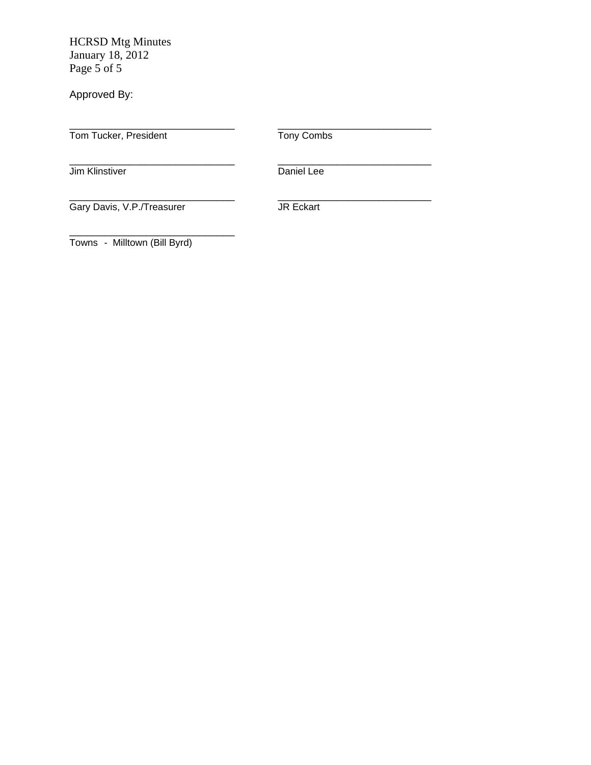Approved By:

| | |
|---|---|
| ______________________________ | ______________________________ |
| Tom Tucker, President | Tony Combs |
| ______________________________ | ______________________________ |
| Jim Klinstiver | Daniel Lee |
| ______________________________ | ______________________________ |
| Gary Davis, V.P./Treasurer | JR Eckart |
| ______________________________ | |
| Towns - Milltown (Bill Byrd) | |